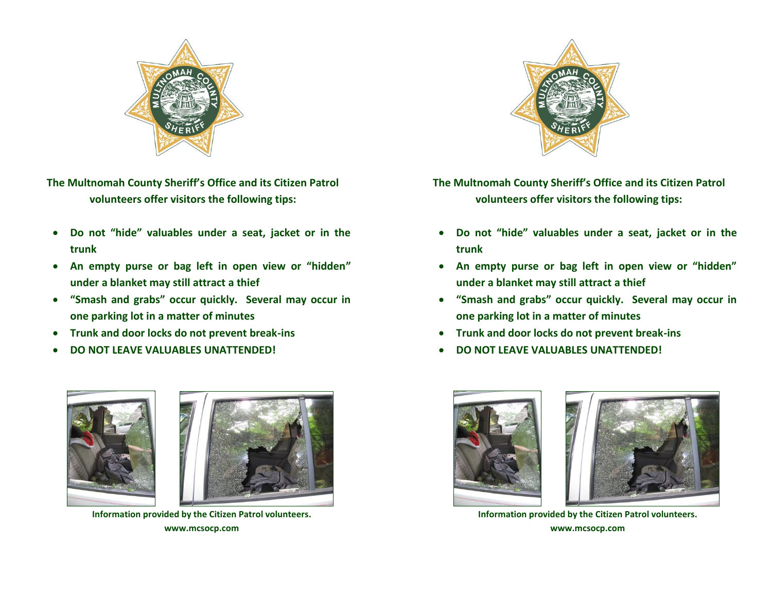**The Multnomah County Sheriff's Office and its Citizen Patrol volunteers offer visitors the following tips:**

- **Do not "hide" valuables under a seat, jacket or in the trunk**
- **An empty purse or bag left in open view or "hidden" under a blanket may still attract a thief**
- **"Smash and grabs" occur quickly. Several may occur in one parking lot in a matter of minutes**
- **Trunk and door locks do not prevent break-ins**
- **DO NOT LEAVE VALUABLES UNATTENDED!**

**Information provided by the Citizen Patrol volunteers.**

**www.mcsocp.com**

**The Multnomah County Sheriff's Office and its Citizen Patrol volunteers offer visitors the following tips:**

- **Do not "hide" valuables under a seat, jacket or in the trunk**
- **An empty purse or bag left in open view or "hidden" under a blanket may still attract a thief**
- **"Smash and grabs" occur quickly. Several may occur in one parking lot in a matter of minutes**
- **Trunk and door locks do not prevent break-ins**
- **DO NOT LEAVE VALUABLES UNATTENDED!**

**Information provided by the Citizen Patrol volunteers.**

**www.mcsocp.com**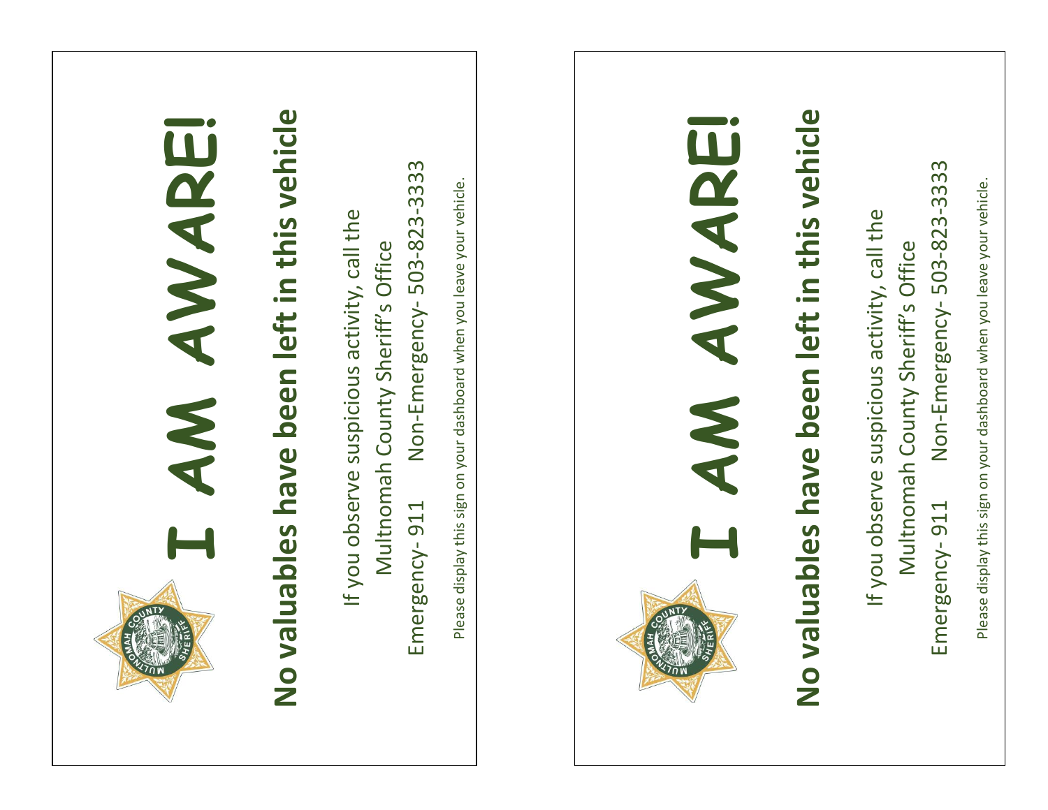# I AM AWARE!

## No valuables have been left in this vehicle

If you observe suspicious activity, call the Multnomah County Sheriff's Office

Emergency- 911 Non-Emergency- 503-823-3333

Please display this sign on your dashboard when you leave your vehicle.

# I AM AWARE!

## No valuables have been left in this vehicle

If you observe suspicious activity, call the Multnomah County Sheriff's Office

Emergency- 911 Non-Emergency- 503-823-3333

Please display this sign on your dashboard when you leave your vehicle.